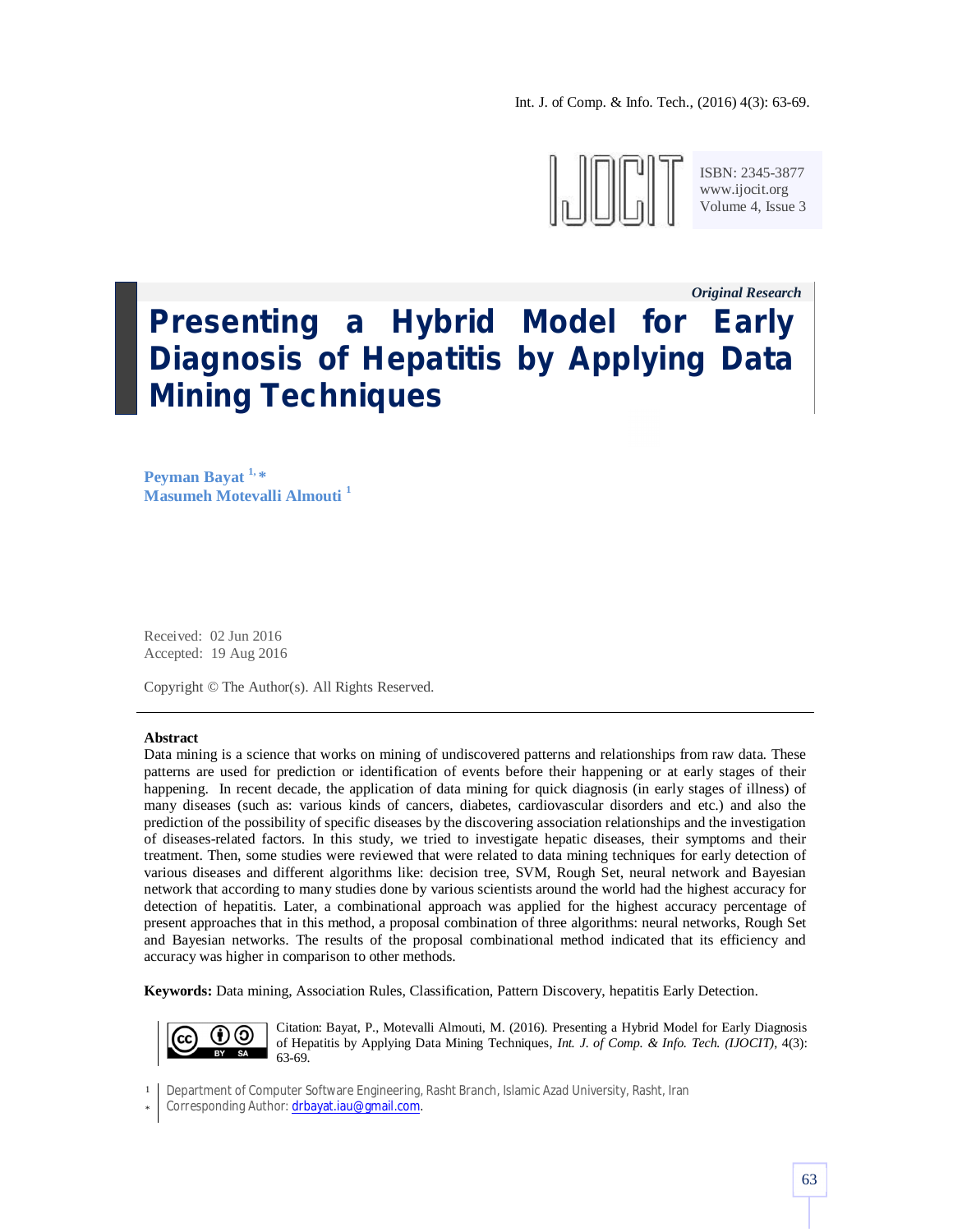*Original Research*

# Presenting a Hybrid Model for Early Diagnosis of Hepatitis by Applying Data Mining Techniques

**Peyman Bayat** [1,*]
**Masumeh Motevalli Almouti** [1]

Received: 02 Jun 2016
Accepted: 19 Aug 2016

Copyright © The Author(s). All Rights Reserved.

---

**Abstract**

Data mining is a science that works on mining of undiscovered patterns and relationships from raw data. These patterns are used for prediction or identification of events before their happening or at early stages of their happening. In recent decade, the application of data mining for quick diagnosis (in early stages of illness) of many diseases (such as: various kinds of cancers, diabetes, cardiovascular disorders and etc.) and also the prediction of the possibility of specific diseases by the discovering association relationships and the investigation of diseases-related factors. In this study, we tried to investigate hepatic diseases, their symptoms and their treatment. Then, some studies were reviewed that were related to data mining techniques for early detection of various diseases and different algorithms like: decision tree, SVM, Rough Set, neural network and Bayesian network that according to many studies done by various scientists around the world had the highest accuracy for detection of hepatitis. Later, a combinational approach was applied for the highest accuracy percentage of present approaches that in this method, a proposal combination of three algorithms: neural networks, Rough Set and Bayesian networks. The results of the proposal combinational method indicated that its efficiency and accuracy was higher in comparison to other methods.

**Keywords:** Data mining, Association Rules, Classification, Pattern Discovery, hepatitis Early Detection.

Citation: Bayat, P., Motevalli Almouti, M. (2016). Presenting a Hybrid Model for Early Diagnosis of Hepatitis by Applying Data Mining Techniques, *Int. J. of Comp. & Info. Tech. (IJOCIT)*, 4(3): 63-69.

[1] Department of Computer Software Engineering, Rasht Branch, Islamic Azad University, Rasht, Iran
[*] Corresponding Author: drbayat.iau@gmail.com.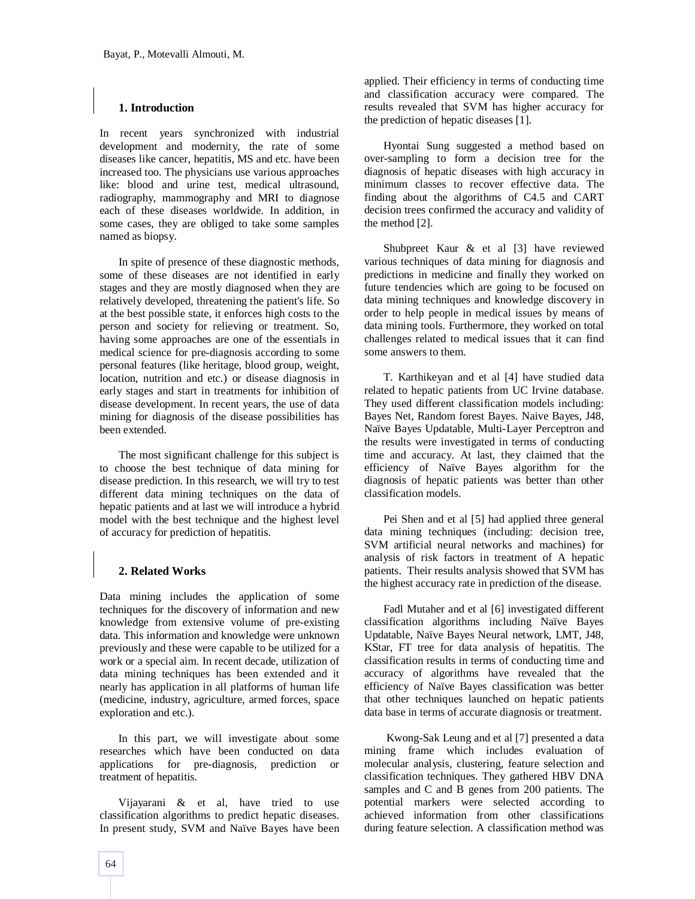## 1. Introduction

In recent years synchronized with industrial development and modernity, the rate of some diseases like cancer, hepatitis, MS and etc. have been increased too. The physicians use various approaches like: blood and urine test, medical ultrasound, radiography, mammography and MRI to diagnose each of these diseases worldwide. In addition, in some cases, they are obliged to take some samples named as biopsy.

In spite of presence of these diagnostic methods, some of these diseases are not identified in early stages and they are mostly diagnosed when they are relatively developed, threatening the patient's life. So at the best possible state, it enforces high costs to the person and society for relieving or treatment. So, having some approaches are one of the essentials in medical science for pre-diagnosis according to some personal features (like heritage, blood group, weight, location, nutrition and etc.) or disease diagnosis in early stages and start in treatments for inhibition of disease development. In recent years, the use of data mining for diagnosis of the disease possibilities has been extended.

The most significant challenge for this subject is to choose the best technique of data mining for disease prediction. In this research, we will try to test different data mining techniques on the data of hepatic patients and at last we will introduce a hybrid model with the best technique and the highest level of accuracy for prediction of hepatitis.

## 2. Related Works

Data mining includes the application of some techniques for the discovery of information and new knowledge from extensive volume of pre-existing data. This information and knowledge were unknown previously and these were capable to be utilized for a work or a special aim. In recent decade, utilization of data mining techniques has been extended and it nearly has application in all platforms of human life (medicine, industry, agriculture, armed forces, space exploration and etc.).

In this part, we will investigate about some researches which have been conducted on data applications for pre-diagnosis, prediction or treatment of hepatitis.

Vijayarani & et al, have tried to use classification algorithms to predict hepatic diseases. In present study, SVM and Naïve Bayes have been applied. Their efficiency in terms of conducting time and classification accuracy were compared. The results revealed that SVM has higher accuracy for the prediction of hepatic diseases [1].

Hyontai Sung suggested a method based on over-sampling to form a decision tree for the diagnosis of hepatic diseases with high accuracy in minimum classes to recover effective data. The finding about the algorithms of C4.5 and CART decision trees confirmed the accuracy and validity of the method [2].

Shubpreet Kaur & et al [3] have reviewed various techniques of data mining for diagnosis and predictions in medicine and finally they worked on future tendencies which are going to be focused on data mining techniques and knowledge discovery in order to help people in medical issues by means of data mining tools. Furthermore, they worked on total challenges related to medical issues that it can find some answers to them.

T. Karthikeyan and et al [4] have studied data related to hepatic patients from UC Irvine database. They used different classification models including: Bayes Net, Random forest Bayes. Naive Bayes, J48, Naïve Bayes Updatable, Multi-Layer Perceptron and the results were investigated in terms of conducting time and accuracy. At last, they claimed that the efficiency of Naïve Bayes algorithm for the diagnosis of hepatic patients was better than other classification models.

Pei Shen and et al [5] had applied three general data mining techniques (including: decision tree, SVM artificial neural networks and machines) for analysis of risk factors in treatment of A hepatic patients. Their results analysis showed that SVM has the highest accuracy rate in prediction of the disease.

Fadl Mutaher and et al [6] investigated different classification algorithms including Naïve Bayes Updatable, Naïve Bayes Neural network, LMT, J48, KStar, FT tree for data analysis of hepatitis. The classification results in terms of conducting time and accuracy of algorithms have revealed that the efficiency of Naïve Bayes classification was better that other techniques launched on hepatic patients data base in terms of accurate diagnosis or treatment.

Kwong-Sak Leung and et al [7] presented a data mining frame which includes evaluation of molecular analysis, clustering, feature selection and classification techniques. They gathered HBV DNA samples and C and B genes from 200 patients. The potential markers were selected according to achieved information from other classifications during feature selection. A classification method was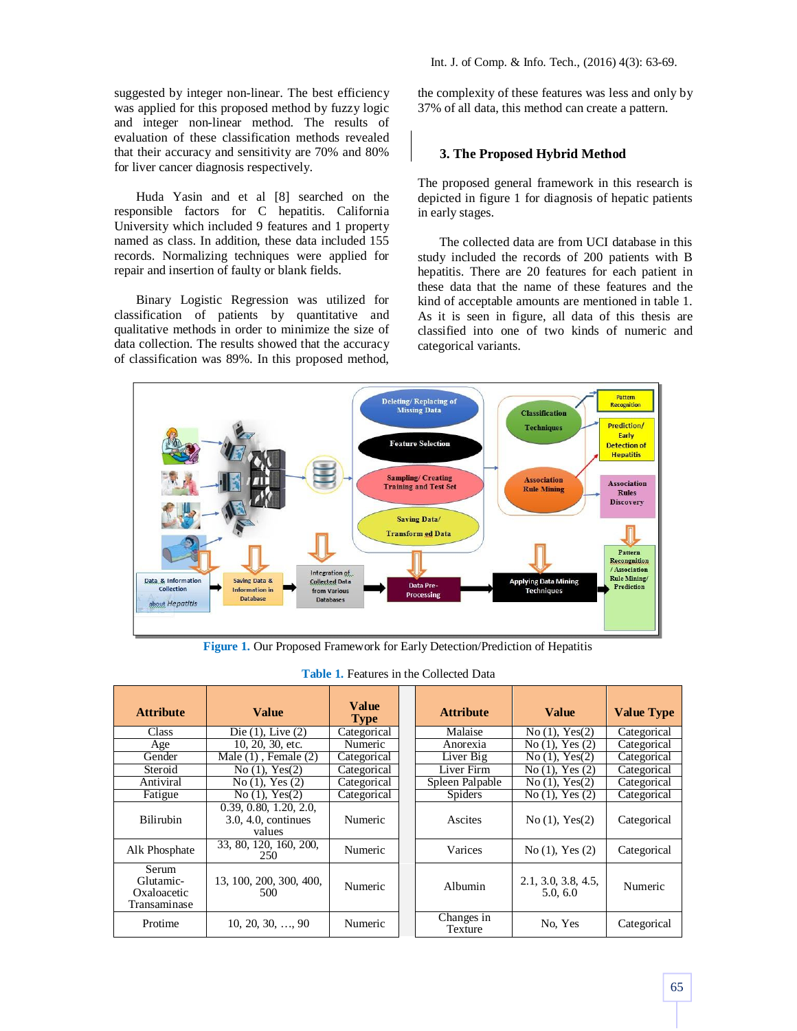suggested by integer non-linear. The best efficiency was applied for this proposed method by fuzzy logic and integer non-linear method. The results of evaluation of these classification methods revealed that their accuracy and sensitivity are 70% and 80% for liver cancer diagnosis respectively.

Huda Yasin and et al [8] searched on the responsible factors for C hepatitis. California University which included 9 features and 1 property named as class. In addition, these data included 155 records. Normalizing techniques were applied for repair and insertion of faulty or blank fields.

Binary Logistic Regression was utilized for classification of patients by quantitative and qualitative methods in order to minimize the size of data collection. The results showed that the accuracy of classification was 89%. In this proposed method, the complexity of these features was less and only by 37% of all data, this method can create a pattern.

## 3. The Proposed Hybrid Method

The proposed general framework in this research is depicted in figure 1 for diagnosis of hepatic patients in early stages.

The collected data are from UCI database in this study included the records of 200 patients with B hepatitis. There are 20 features for each patient in these data that the name of these features and the kind of acceptable amounts are mentioned in table 1. As it is seen in figure, all data of this thesis are classified into one of two kinds of numeric and categorical variants.

**Figure 1.** Our Proposed Framework for Early Detection/Prediction of Hepatitis

**Table 1.** Features in the Collected Data

| Attribute | Value | Value Type | Attribute | Value | Value Type |
|---|---|---|---|---|---|
| Class | Die (1), Live (2) | Categorical | Malaise | No (1), Yes(2) | Categorical |
| Age | 10, 20, 30, etc. | Numeric | Anorexia | No (1), Yes (2) | Categorical |
| Gender | Male (1) , Female (2) | Categorical | Liver Big | No (1), Yes(2) | Categorical |
| Steroid | No (1), Yes(2) | Categorical | Liver Firm | No (1), Yes (2) | Categorical |
| Antiviral | No (1), Yes (2) | Categorical | Spleen Palpable | No (1), Yes(2) | Categorical |
| Fatigue | No (1), Yes(2) | Categorical | Spiders | No (1), Yes (2) | Categorical |
| Bilirubin | 0.39, 0.80, 1.20, 2.0, 3.0, 4.0, continues values | Numeric | Ascites | No (1), Yes(2) | Categorical |
| Alk Phosphate | 33, 80, 120, 160, 200, 250 | Numeric | Varices | No (1), Yes (2) | Categorical |
| Serum Glutamic-Oxaloacetic Transaminase | 13, 100, 200, 300, 400, 500 | Numeric | Albumin | 2.1, 3.0, 3.8, 4.5, 5.0, 6.0 | Numeric |
| Protime | 10, 20, 30, …, 90 | Numeric | Changes in Texture | No, Yes | Categorical |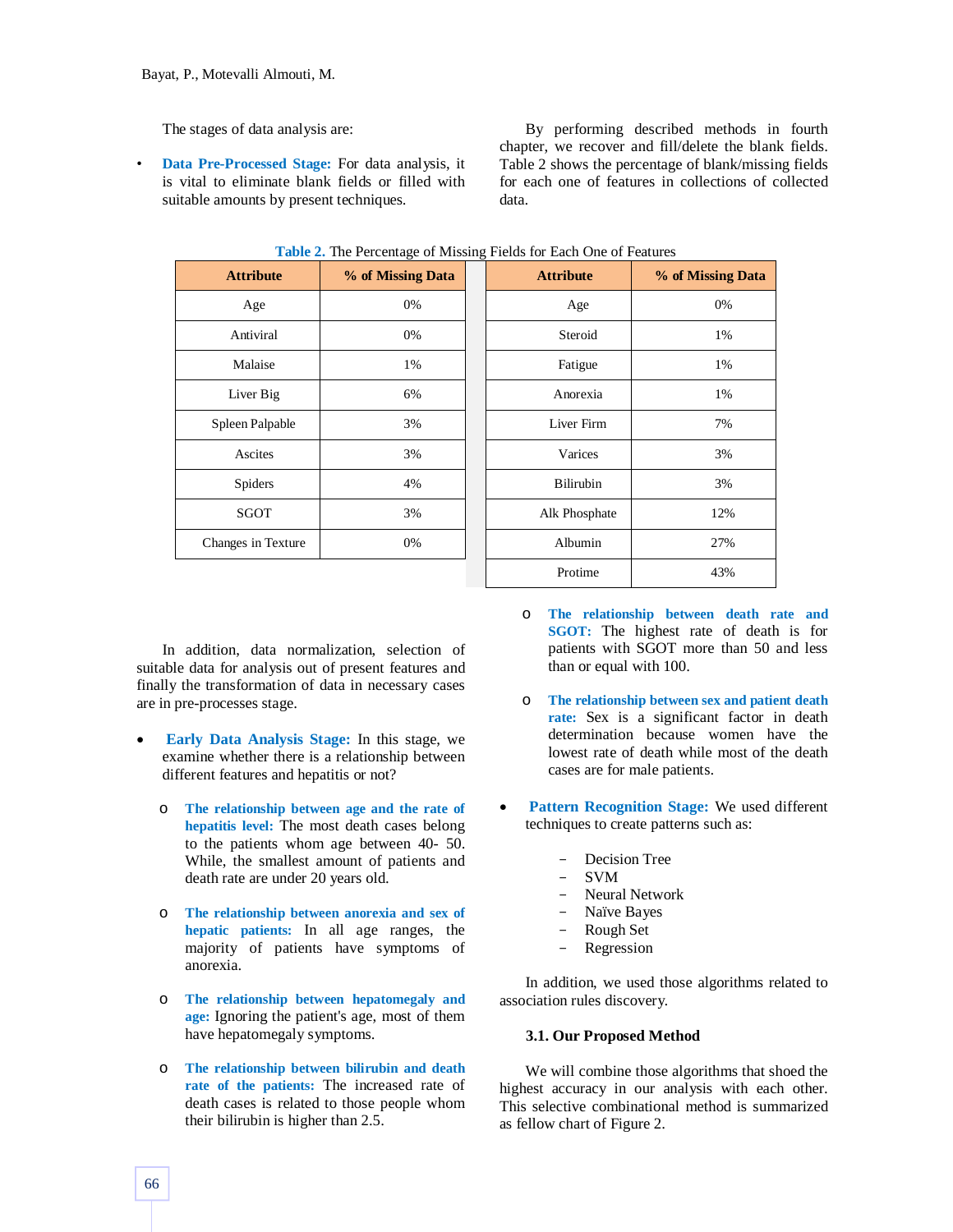The stages of data analysis are:

- **Data Pre-Processed Stage:** For data analysis, it is vital to eliminate blank fields or filled with suitable amounts by present techniques.

By performing described methods in fourth chapter, we recover and fill/delete the blank fields. Table 2 shows the percentage of blank/missing fields for each one of features in collections of collected data.

**Table 2.** The Percentage of Missing Fields for Each One of Features

| Attribute | % of Missing Data | Attribute | % of Missing Data |
|---|---|---|---|
| Age | 0% | Age | 0% |
| Antiviral | 0% | Steroid | 1% |
| Malaise | 1% | Fatigue | 1% |
| Liver Big | 6% | Anorexia | 1% |
| Spleen Palpable | 3% | Liver Firm | 7% |
| Ascites | 3% | Varices | 3% |
| Spiders | 4% | Bilirubin | 3% |
| SGOT | 3% | Alk Phosphate | 12% |
| Changes in Texture | 0% | Albumin | 27% |
| | | Protime | 43% |

In addition, data normalization, selection of suitable data for analysis out of present features and finally the transformation of data in necessary cases are in pre-processes stage.

- **Early Data Analysis Stage:** In this stage, we examine whether there is a relationship between different features and hepatitis or not?
  - **The relationship between age and the rate of hepatitis level:** The most death cases belong to the patients whom age between 40- 50. While, the smallest amount of patients and death rate are under 20 years old.
  - **The relationship between anorexia and sex of hepatic patients:** In all age ranges, the majority of patients have symptoms of anorexia.
  - **The relationship between hepatomegaly and age:** Ignoring the patient's age, most of them have hepatomegaly symptoms.
  - **The relationship between bilirubin and death rate of the patients:** The increased rate of death cases is related to those people whom their bilirubin is higher than 2.5.
  - **The relationship between death rate and SGOT:** The highest rate of death is for patients with SGOT more than 50 and less than or equal with 100.
  - **The relationship between sex and patient death rate:** Sex is a significant factor in death determination because women have the lowest rate of death while most of the death cases are for male patients.

- **Pattern Recognition Stage:** We used different techniques to create patterns such as:
  - Decision Tree
  - SVM
  - Neural Network
  - Naïve Bayes
  - Rough Set
  - Regression

In addition, we used those algorithms related to association rules discovery.

### 3.1. Our Proposed Method

We will combine those algorithms that shoed the highest accuracy in our analysis with each other. This selective combinational method is summarized as fellow chart of Figure 2.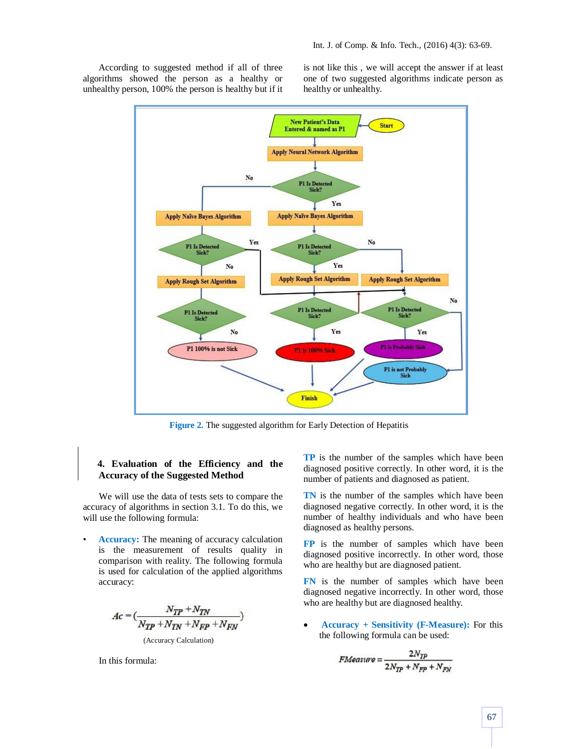According to suggested method if all of three algorithms showed the person as a healthy or unhealthy person, 100% the person is healthy but if it is not like this , we will accept the answer if at least one of two suggested algorithms indicate person as healthy or unhealthy.

**Figure 2.** The suggested algorithm for Early Detection of Hepatitis

## 4. Evaluation of the Efficiency and the Accuracy of the Suggested Method

We will use the data of tests sets to compare the accuracy of algorithms in section 3.1. To do this, we will use the following formula:

- **Accuracy:** The meaning of accuracy calculation is the measurement of results quality in comparison with reality. The following formula is used for calculation of the applied algorithms accuracy:

$$Ac = \left(\frac{N_{TP} + N_{TN}}{N_{TP} + N_{TN} + N_{FP} + N_{FN}}\right)$$

(Accuracy Calculation)

In this formula:

**TP** is the number of the samples which have been diagnosed positive correctly. In other word, it is the number of patients and diagnosed as patient.

**TN** is the number of the samples which have been diagnosed negative correctly. In other word, it is the number of healthy individuals and who have been diagnosed as healthy persons.

**FP** is the number of samples which have been diagnosed positive incorrectly. In other word, those who are healthy but are diagnosed patient.

**FN** is the number of samples which have been diagnosed negative incorrectly. In other word, those who are healthy but are diagnosed healthy.

- **Accuracy + Sensitivity (F-Measure):** For this the following formula can be used:

$$FMeasure = \frac{2N_{TP}}{2N_{TP} + N_{FP} + N_{FN}}$$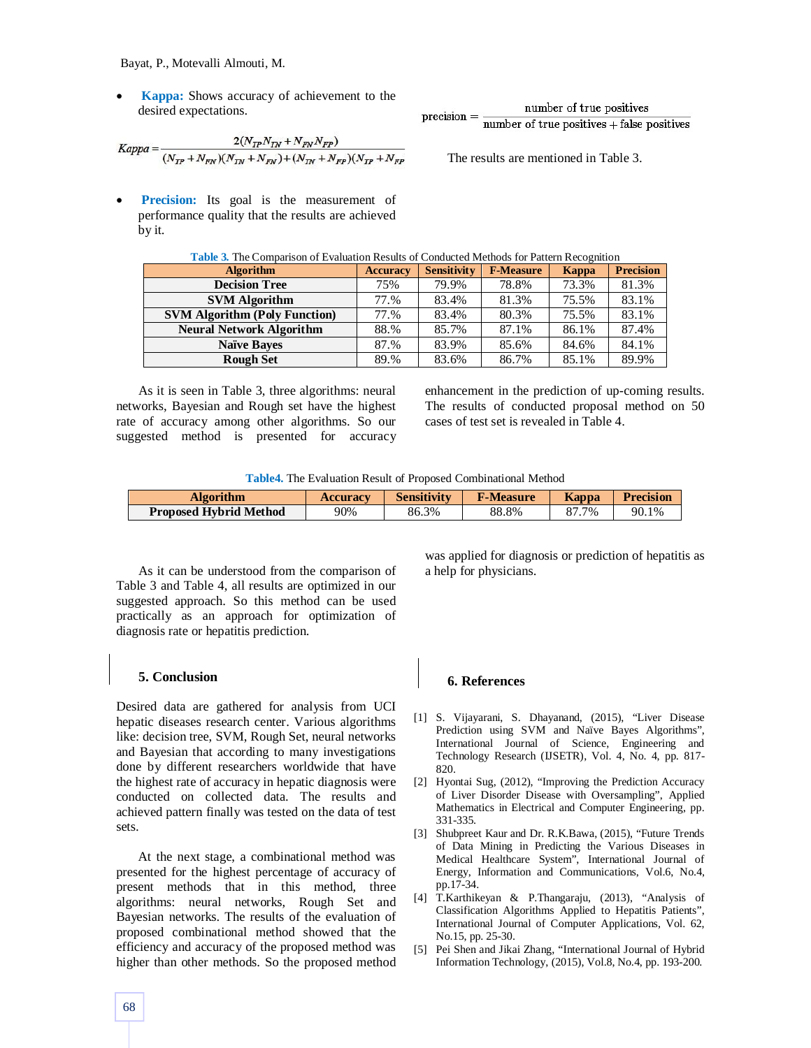- **Kappa:** Shows accuracy of achievement to the desired expectations.

$$Kappa = \frac{2(N_{TP}N_{TN} + N_{FN}N_{FP})}{(N_{TP} + N_{FN})(N_{TN} + N_{FN}) + (N_{TN} + N_{FP})(N_{TP} + N_{FP})}$$

- **Precision:** Its goal is the measurement of performance quality that the results are achieved by it.

$$\text{precision} = \frac{\text{number of true positives}}{\text{number of true positives} + \text{false positives}}$$

The results are mentioned in Table 3.

**Table 3.** The Comparison of Evaluation Results of Conducted Methods for Pattern Recognition

| Algorithm | Accuracy | Sensitivity | F-Measure | Kappa | Precision |
|---|---|---|---|---|---|
| **Decision Tree** | 75% | 79.9% | 78.8% | 73.3% | 81.3% |
| **SVM Algorithm** | 77.% | 83.4% | 81.3% | 75.5% | 83.1% |
| **SVM Algorithm (Poly Function)** | 77.% | 83.4% | 80.3% | 75.5% | 83.1% |
| **Neural Network Algorithm** | 88.% | 85.7% | 87.1% | 86.1% | 87.4% |
| **Naïve Bayes** | 87.% | 83.9% | 85.6% | 84.6% | 84.1% |
| **Rough Set** | 89.% | 83.6% | 86.7% | 85.1% | 89.9% |

As it is seen in Table 3, three algorithms: neural networks, Bayesian and Rough set have the highest rate of accuracy among other algorithms. So our suggested method is presented for accuracy enhancement in the prediction of up-coming results. The results of conducted proposal method on 50 cases of test set is revealed in Table 4.

**Table4.** The Evaluation Result of Proposed Combinational Method

| Algorithm | Accuracy | Sensitivity | F-Measure | Kappa | Precision |
|---|---|---|---|---|---|
| **Proposed Hybrid Method** | 90% | 86.3% | 88.8% | 87.7% | 90.1% |

As it can be understood from the comparison of Table 3 and Table 4, all results are optimized in our suggested approach. So this method can be used practically as an approach for optimization of diagnosis rate or hepatitis prediction.

## 5. Conclusion

Desired data are gathered for analysis from UCI hepatic diseases research center. Various algorithms like: decision tree, SVM, Rough Set, neural networks and Bayesian that according to many investigations done by different researchers worldwide that have the highest rate of accuracy in hepatic diagnosis were conducted on collected data. The results and achieved pattern finally was tested on the data of test sets.

At the next stage, a combinational method was presented for the highest percentage of accuracy of present methods that in this method, three algorithms: neural networks, Rough Set and Bayesian networks. The results of the evaluation of proposed combinational method showed that the efficiency and accuracy of the proposed method was higher than other methods. So the proposed method was applied for diagnosis or prediction of hepatitis as a help for physicians.

## 6. References

[1] S. Vijayarani, S. Dhayanand, (2015), "Liver Disease Prediction using SVM and Naïve Bayes Algorithms", International Journal of Science, Engineering and Technology Research (IJSETR), Vol. 4, No. 4, pp. 817-820.

[2] Hyontai Sug, (2012), "Improving the Prediction Accuracy of Liver Disorder Disease with Oversampling", Applied Mathematics in Electrical and Computer Engineering, pp. 331-335.

[3] Shubpreet Kaur and Dr. R.K.Bawa, (2015), "Future Trends of Data Mining in Predicting the Various Diseases in Medical Healthcare System", International Journal of Energy, Information and Communications, Vol.6, No.4, pp.17-34.

[4] T.Karthikeyan & P.Thangaraju, (2013), "Analysis of Classification Algorithms Applied to Hepatitis Patients", International Journal of Computer Applications, Vol. 62, No.15, pp. 25-30.

[5] Pei Shen and Jikai Zhang, "International Journal of Hybrid Information Technology, (2015), Vol.8, No.4, pp. 193-200.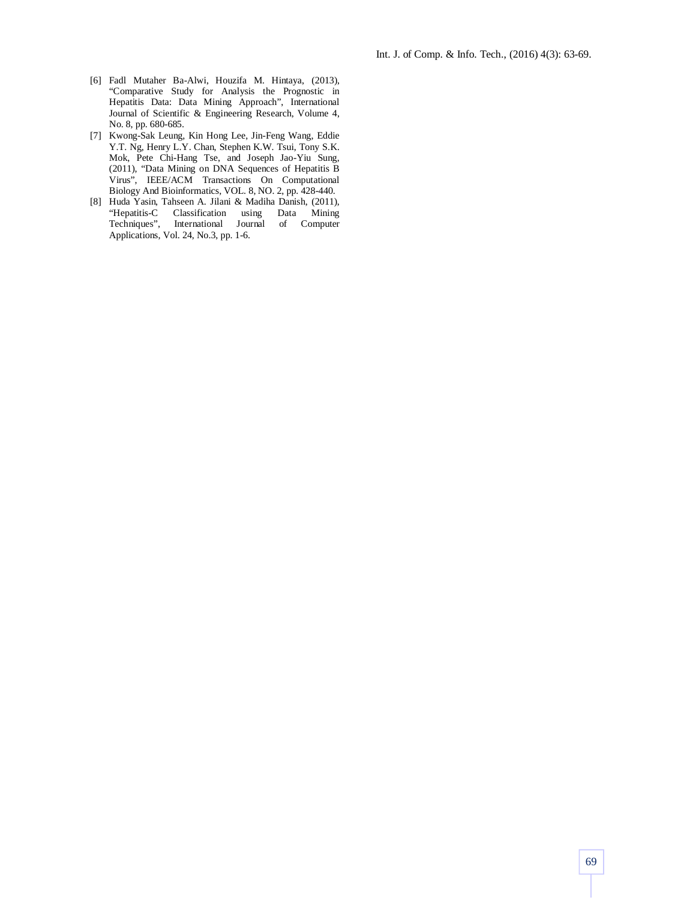[6] Fadl Mutaher Ba-Alwi, Houzifa M. Hintaya, (2013), "Comparative Study for Analysis the Prognostic in Hepatitis Data: Data Mining Approach", International Journal of Scientific & Engineering Research, Volume 4, No. 8, pp. 680-685.

[7] Kwong-Sak Leung, Kin Hong Lee, Jin-Feng Wang, Eddie Y.T. Ng, Henry L.Y. Chan, Stephen K.W. Tsui, Tony S.K. Mok, Pete Chi-Hang Tse, and Joseph Jao-Yiu Sung, (2011), "Data Mining on DNA Sequences of Hepatitis B Virus", IEEE/ACM Transactions On Computational Biology And Bioinformatics, VOL. 8, NO. 2, pp. 428-440.

[8] Huda Yasin, Tahseen A. Jilani & Madiha Danish, (2011), "Hepatitis-C Classification using Data Mining Techniques", International Journal of Computer Applications, Vol. 24, No.3, pp. 1-6.